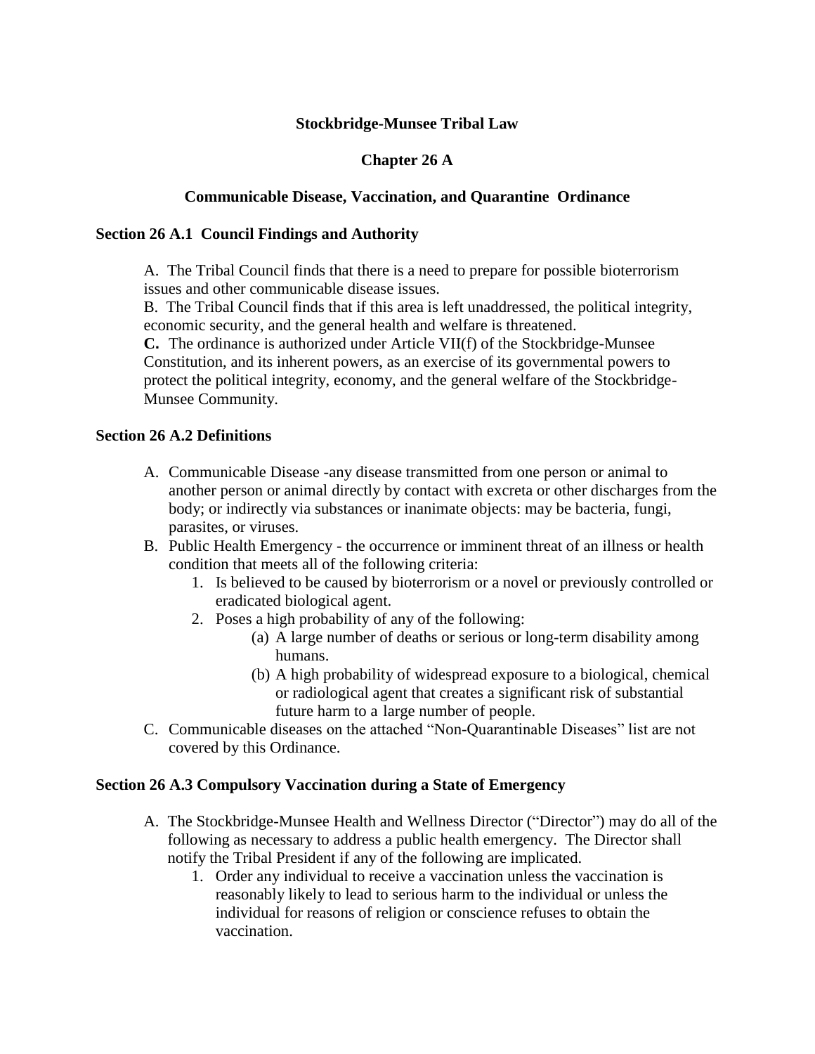**Stockbridge-Munsee Tribal Law**

**Chapter 26 A**

**Communicable Disease, Vaccination, and Quarantine Ordinance**

**Section 26 A.1 Council Findings and Authority**

A. The Tribal Council finds that there is a need to prepare for possible bioterrorism issues and other communicable disease issues.
B. The Tribal Council finds that if this area is left unaddressed, the political integrity, economic security, and the general health and welfare is threatened.
**C.** The ordinance is authorized under Article VII(f) of the Stockbridge-Munsee Constitution, and its inherent powers, as an exercise of its governmental powers to protect the political integrity, economy, and the general welfare of the Stockbridge-Munsee Community.

**Section 26 A.2 Definitions**

A. Communicable Disease -any disease transmitted from one person or animal to another person or animal directly by contact with excreta or other discharges from the body; or indirectly via substances or inanimate objects: may be bacteria, fungi, parasites, or viruses.
B. Public Health Emergency - the occurrence or imminent threat of an illness or health condition that meets all of the following criteria:
   1. Is believed to be caused by bioterrorism or a novel or previously controlled or eradicated biological agent.
   2. Poses a high probability of any of the following:
      (a) A large number of deaths or serious or long-term disability among humans.
      (b) A high probability of widespread exposure to a biological, chemical or radiological agent that creates a significant risk of substantial future harm to a large number of people.
C. Communicable diseases on the attached "Non-Quarantinable Diseases" list are not covered by this Ordinance.

**Section 26 A.3 Compulsory Vaccination during a State of Emergency**

A. The Stockbridge-Munsee Health and Wellness Director ("Director") may do all of the following as necessary to address a public health emergency. The Director shall notify the Tribal President if any of the following are implicated.
   1. Order any individual to receive a vaccination unless the vaccination is reasonably likely to lead to serious harm to the individual or unless the individual for reasons of religion or conscience refuses to obtain the vaccination.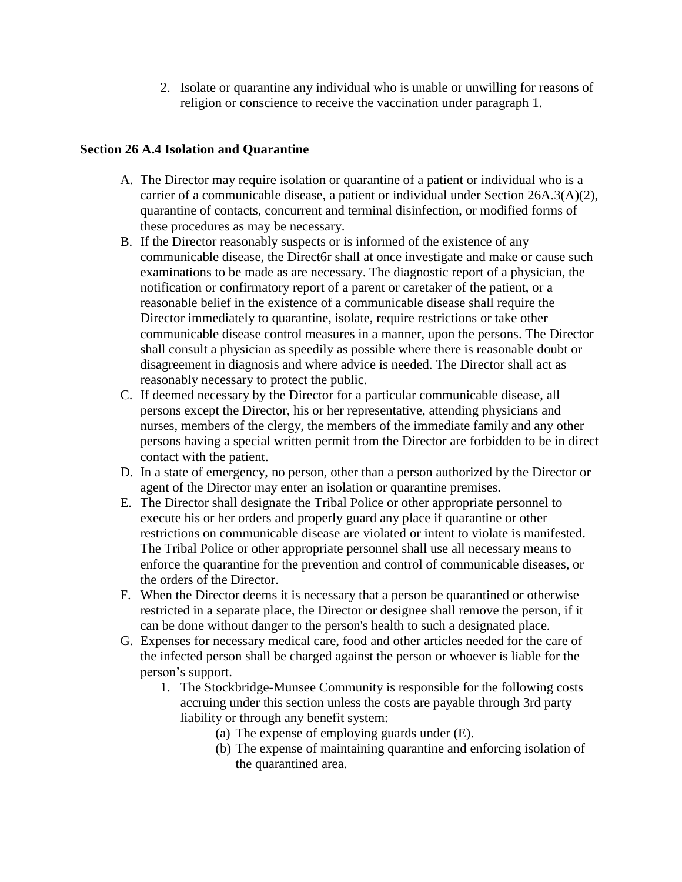2. Isolate or quarantine any individual who is unable or unwilling for reasons of religion or conscience to receive the vaccination under paragraph 1.

**Section 26 A.4 Isolation and Quarantine**

A. The Director may require isolation or quarantine of a patient or individual who is a carrier of a communicable disease, a patient or individual under Section 26A.3(A)(2), quarantine of contacts, concurrent and terminal disinfection, or modified forms of these procedures as may be necessary.
B. If the Director reasonably suspects or is informed of the existence of any communicable disease, the Direct6r shall at once investigate and make or cause such examinations to be made as are necessary. The diagnostic report of a physician, the notification or confirmatory report of a parent or caretaker of the patient, or a reasonable belief in the existence of a communicable disease shall require the Director immediately to quarantine, isolate, require restrictions or take other communicable disease control measures in a manner, upon the persons. The Director shall consult a physician as speedily as possible where there is reasonable doubt or disagreement in diagnosis and where advice is needed. The Director shall act as reasonably necessary to protect the public.
C. If deemed necessary by the Director for a particular communicable disease, all persons except the Director, his or her representative, attending physicians and nurses, members of the clergy, the members of the immediate family and any other persons having a special written permit from the Director are forbidden to be in direct contact with the patient.
D. In a state of emergency, no person, other than a person authorized by the Director or agent of the Director may enter an isolation or quarantine premises.
E. The Director shall designate the Tribal Police or other appropriate personnel to execute his or her orders and properly guard any place if quarantine or other restrictions on communicable disease are violated or intent to violate is manifested. The Tribal Police or other appropriate personnel shall use all necessary means to enforce the quarantine for the prevention and control of communicable diseases, or the orders of the Director.
F. When the Director deems it is necessary that a person be quarantined or otherwise restricted in a separate place, the Director or designee shall remove the person, if it can be done without danger to the person's health to such a designated place.
G. Expenses for necessary medical care, food and other articles needed for the care of the infected person shall be charged against the person or whoever is liable for the person's support.
   1. The Stockbridge-Munsee Community is responsible for the following costs accruing under this section unless the costs are payable through 3rd party liability or through any benefit system:
      (a) The expense of employing guards under (E).
      (b) The expense of maintaining quarantine and enforcing isolation of the quarantined area.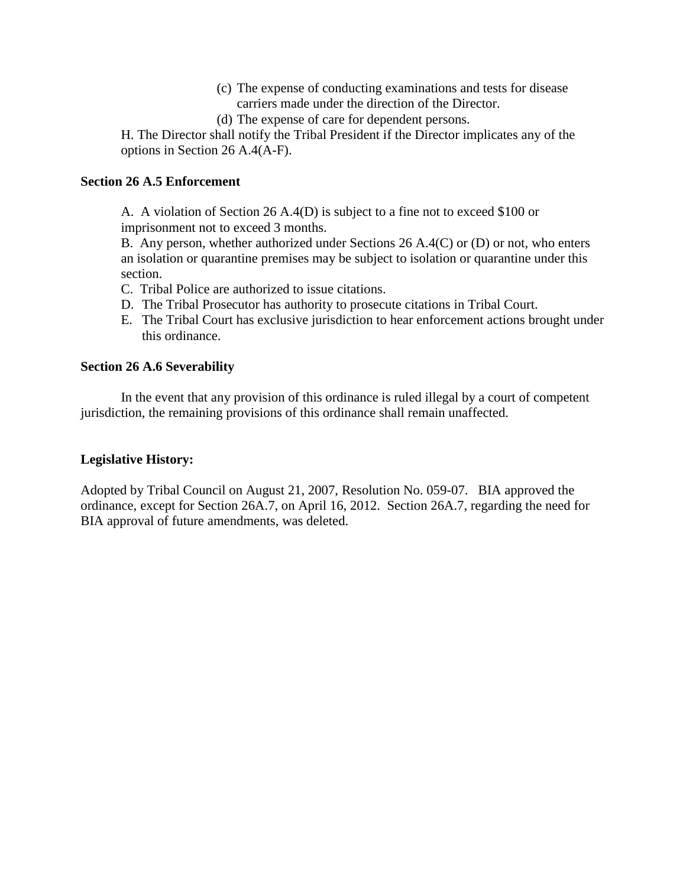(c) The expense of conducting examinations and tests for disease carriers made under the direction of the Director.
(d) The expense of care for dependent persons.

H. The Director shall notify the Tribal President if the Director implicates any of the options in Section 26 A.4(A-F).

**Section 26 A.5 Enforcement**

A. A violation of Section 26 A.4(D) is subject to a fine not to exceed $100 or imprisonment not to exceed 3 months.

B. Any person, whether authorized under Sections 26 A.4(C) or (D) or not, who enters an isolation or quarantine premises may be subject to isolation or quarantine under this section.

C. Tribal Police are authorized to issue citations.

D. The Tribal Prosecutor has authority to prosecute citations in Tribal Court.

E. The Tribal Court has exclusive jurisdiction to hear enforcement actions brought under this ordinance.

**Section 26 A.6 Severability**

In the event that any provision of this ordinance is ruled illegal by a court of competent jurisdiction, the remaining provisions of this ordinance shall remain unaffected.

**Legislative History:**

Adopted by Tribal Council on August 21, 2007, Resolution No. 059-07. BIA approved the ordinance, except for Section 26A.7, on April 16, 2012. Section 26A.7, regarding the need for BIA approval of future amendments, was deleted.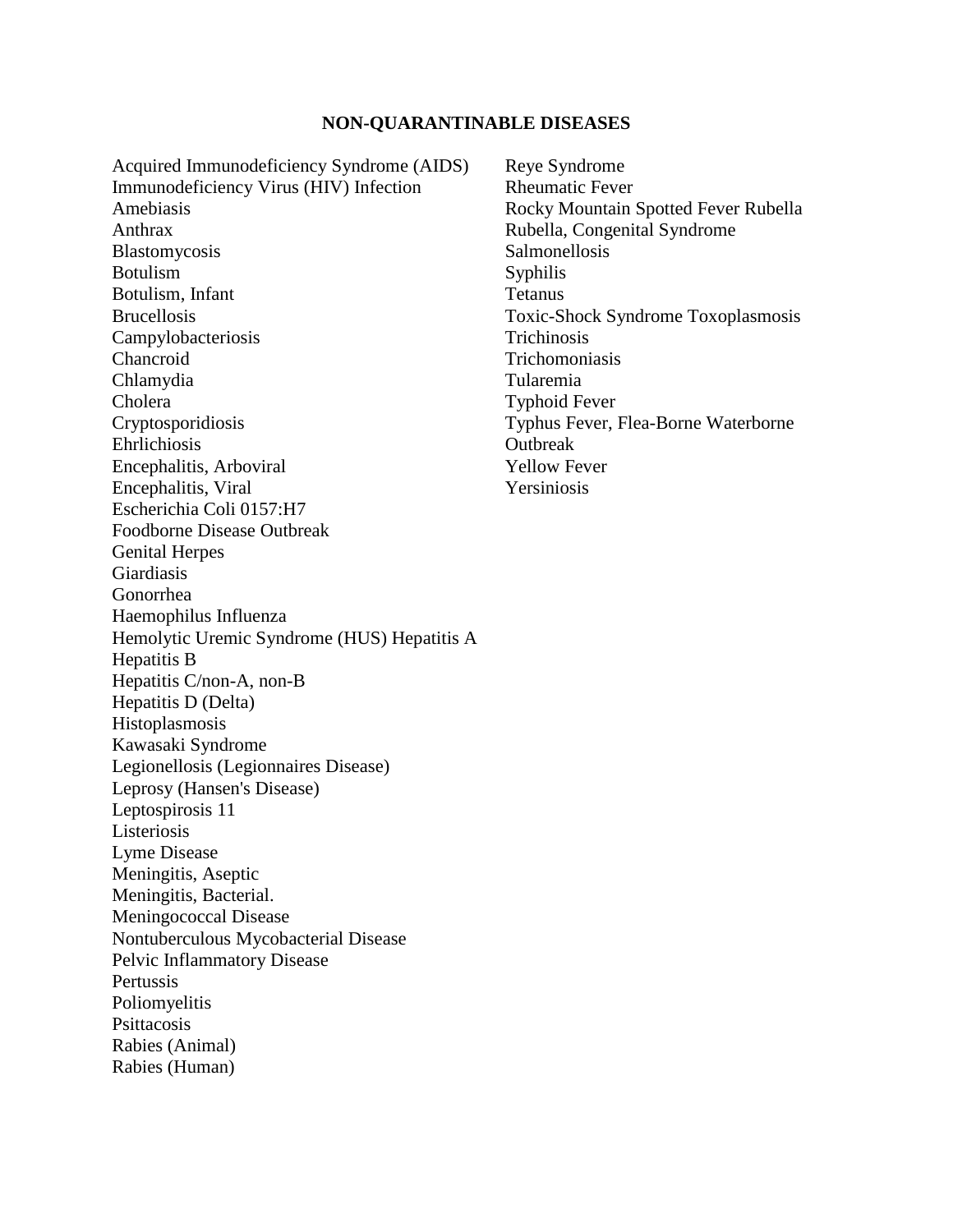## NON-QUARANTINABLE DISEASES

Acquired Immunodeficiency Syndrome (AIDS)
Immunodeficiency Virus (HIV) Infection
Amebiasis
Anthrax
Blastomycosis
Botulism
Botulism, Infant
Brucellosis
Campylobacteriosis
Chancroid
Chlamydia
Cholera
Cryptosporidiosis
Ehrlichiosis
Encephalitis, Arboviral
Encephalitis, Viral
Escherichia Coli 0157:H7
Foodborne Disease Outbreak
Genital Herpes
Giardiasis
Gonorrhea
Haemophilus Influenza
Hemolytic Uremic Syndrome (HUS) Hepatitis A
Hepatitis B
Hepatitis C/non-A, non-B
Hepatitis D (Delta)
Histoplasmosis
Kawasaki Syndrome
Legionellosis (Legionnaires Disease)
Leprosy (Hansen's Disease)
Leptospirosis 11
Listeriosis
Lyme Disease
Meningitis, Aseptic
Meningitis, Bacterial.
Meningococcal Disease
Nontuberculous Mycobacterial Disease
Pelvic Inflammatory Disease
Pertussis
Poliomyelitis
Psittacosis
Rabies (Animal)
Rabies (Human)
Reye Syndrome
Rheumatic Fever
Rocky Mountain Spotted Fever Rubella
Rubella, Congenital Syndrome
Salmonellosis
Syphilis
Tetanus
Toxic-Shock Syndrome Toxoplasmosis
Trichinosis
Trichomoniasis
Tularemia
Typhoid Fever
Typhus Fever, Flea-Borne Waterborne
Outbreak
Yellow Fever
Yersiniosis